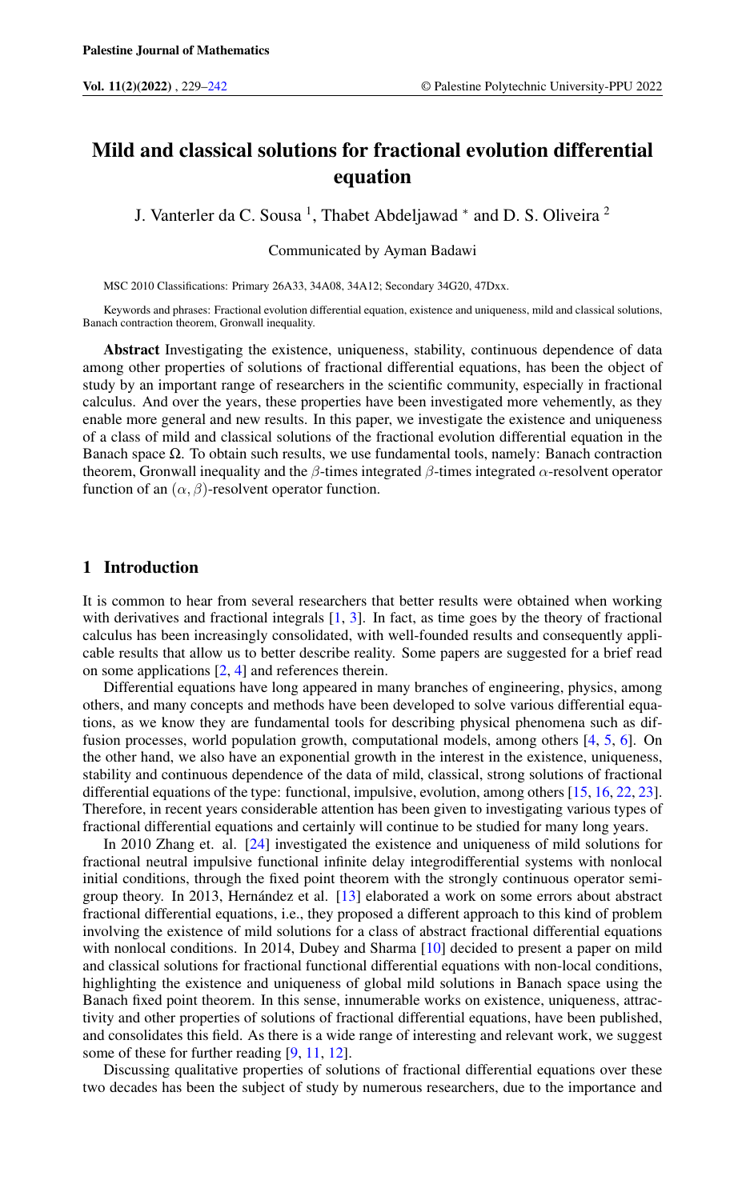# Mild and classical solutions for fractional evolution differential equation

J. Vanterler da C. Sousa [1], Thabet Abdeljawad [*] and D. S. Oliveira [2]

Communicated by Ayman Badawi

MSC 2010 Classifications: Primary 26A33, 34A08, 34A12; Secondary 34G20, 47Dxx.

Keywords and phrases: Fractional evolution differential equation, existence and uniqueness, mild and classical solutions, Banach contraction theorem, Gronwall inequality.

**Abstract** Investigating the existence, uniqueness, stability, continuous dependence of data among other properties of solutions of fractional differential equations, has been the object of study by an important range of researchers in the scientific community, especially in fractional calculus. And over the years, these properties have been investigated more vehemently, as they enable more general and new results. In this paper, we investigate the existence and uniqueness of a class of mild and classical solutions of the fractional evolution differential equation in the Banach space $\Omega$. To obtain such results, we use fundamental tools, namely: Banach contraction theorem, Gronwall inequality and the $\beta$-times integrated $\beta$-times integrated $\alpha$-resolvent operator function of an $(\alpha, \beta)$-resolvent operator function.

## 1 Introduction

It is common to hear from several researchers that better results were obtained when working with derivatives and fractional integrals [1, 3]. In fact, as time goes by the theory of fractional calculus has been increasingly consolidated, with well-founded results and consequently applicable results that allow us to better describe reality. Some papers are suggested for a brief read on some applications [2, 4] and references therein.

Differential equations have long appeared in many branches of engineering, physics, among others, and many concepts and methods have been developed to solve various differential equations, as we know they are fundamental tools for describing physical phenomena such as diffusion processes, world population growth, computational models, among others [4, 5, 6]. On the other hand, we also have an exponential growth in the interest in the existence, uniqueness, stability and continuous dependence of the data of mild, classical, strong solutions of fractional differential equations of the type: functional, impulsive, evolution, among others [15, 16, 22, 23]. Therefore, in recent years considerable attention has been given to investigating various types of fractional differential equations and certainly will continue to be studied for many long years.

In 2010 Zhang et. al. [24] investigated the existence and uniqueness of mild solutions for fractional neutral impulsive functional infinite delay integrodifferential systems with nonlocal initial conditions, through the fixed point theorem with the strongly continuous operator semigroup theory. In 2013, Hernández et al. [13] elaborated a work on some errors about abstract fractional differential equations, i.e., they proposed a different approach to this kind of problem involving the existence of mild solutions for a class of abstract fractional differential equations with nonlocal conditions. In 2014, Dubey and Sharma [10] decided to present a paper on mild and classical solutions for fractional functional differential equations with non-local conditions, highlighting the existence and uniqueness of global mild solutions in Banach space using the Banach fixed point theorem. In this sense, innumerable works on existence, uniqueness, attractivity and other properties of solutions of fractional differential equations, have been published, and consolidates this field. As there is a wide range of interesting and relevant work, we suggest some of these for further reading [9, 11, 12].

Discussing qualitative properties of solutions of fractional differential equations over these two decades has been the subject of study by numerous researchers, due to the importance and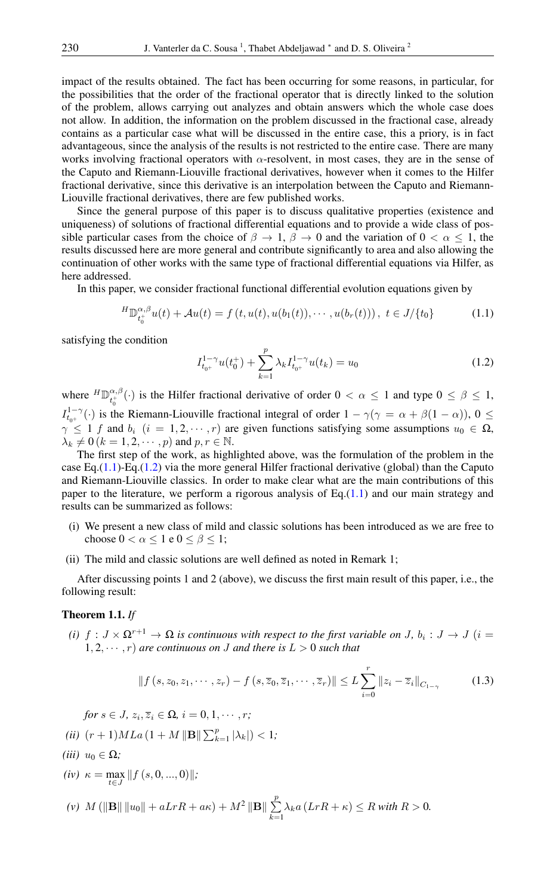impact of the results obtained. The fact has been occurring for some reasons, in particular, for the possibilities that the order of the fractional operator that is directly linked to the solution of the problem, allows carrying out analyzes and obtain answers which the whole case does not allow. In addition, the information on the problem discussed in the fractional case, already contains as a particular case what will be discussed in the entire case, this a priory, is in fact advantageous, since the analysis of the results is not restricted to the entire case. There are many works involving fractional operators with $\alpha$-resolvent, in most cases, they are in the sense of the Caputo and Riemann-Liouville fractional derivatives, however when it comes to the Hilfer fractional derivative, since this derivative is an interpolation between the Caputo and Riemann-Liouville fractional derivatives, there are few published works.

Since the general purpose of this paper is to discuss qualitative properties (existence and uniqueness) of solutions of fractional differential equations and to provide a wide class of possible particular cases from the choice of $\beta \to 1$, $\beta \to 0$ and the variation of $0 < \alpha \leq 1$, the results discussed here are more general and contribute significantly to area and also allowing the continuation of other works with the same type of fractional differential equations via Hilfer, as here addressed.

In this paper, we consider fractional functional differential evolution equations given by

$$
{}^{H}\mathbb{D}^{\alpha,\beta}_{t_0^+}u(t) + \mathcal{A}u(t) = f\left(t, u(t), u(b_1(t)), \cdots, u(b_r(t))\right), \ t \in J/\{t_0\} \tag{1.1}
$$

satisfying the condition

$$
I^{1-\gamma}_{t_{0^+}}u(t_0^+) + \sum_{k=1}^{p} \lambda_k I^{1-\gamma}_{t_{0^+}}u(t_k) = u_0 \tag{1.2}
$$

where ${}^{H}\mathbb{D}^{\alpha,\beta}_{t_0^+}(\cdot)$ is the Hilfer fractional derivative of order $0 < \alpha \leq 1$ and type $0 \leq \beta \leq 1$, $I^{1-\gamma}_{t_{0^+}}(\cdot)$ is the Riemann-Liouville fractional integral of order $1-\gamma (\gamma = \alpha + \beta(1-\alpha))$, $0 \leq \gamma \leq 1$ $f$ and $b_i$ $(i = 1, 2, \cdots, r)$ are given functions satisfying some assumptions $u_0 \in \Omega$, $\lambda_k \neq 0 \, (k = 1, 2, \cdots, p)$ and $p, r \in \mathbb{N}$.

The first step of the work, as highlighted above, was the formulation of the problem in the case Eq.(1.1)-Eq.(1.2) via the more general Hilfer fractional derivative (global) than the Caputo and Riemann-Liouville classics. In order to make clear what are the main contributions of this paper to the literature, we perform a rigorous analysis of Eq.(1.1) and our main strategy and results can be summarized as follows:

- (i) We present a new class of mild and classic solutions has been introduced as we are free to choose $0 < \alpha \leq 1$ e $0 \leq \beta \leq 1$;
- (ii) The mild and classic solutions are well defined as noted in Remark 1;

After discussing points 1 and 2 (above), we discuss the first main result of this paper, i.e., the following result:

**Theorem 1.1.** *If*

*(i)* $f : J \times \Omega^{r+1} \to \Omega$ *is continuous with respect to the first variable on* $J$, $b_i : J \to J$ $(i = 1, 2, \cdots, r)$ *are continuous on* $J$ *and there is* $L > 0$ *such that*

$$
\left\| f\left(s, z_0, z_1, \cdots, z_r\right) - f\left(s, \overline{z}_0, \overline{z}_1, \cdots, \overline{z}_r\right) \right\| \leq L \sum_{i=0}^{r} \left\| z_i - \overline{z}_i \right\|_{C_{1-\gamma}} \tag{1.3}
$$

*for* $s \in J$, $z_i, \overline{z}_i \in \Omega$, $i = 0, 1, \cdots, r$;

*(ii)* $(r+1)MLa\left(1 + M \left\|\mathbf{B}\right\| \sum_{k=1}^{p} |\lambda_k|\right) < 1$;

*(iii)* $u_0 \in \Omega$;

*(iv)* $\kappa = \max\limits_{t \in J} \left\| f\left(s, 0, ..., 0\right) \right\|$;

*(v)* $M\left(\left\|\mathbf{B}\right\| \left\|u_0\right\| + aLrR + a\kappa\right) + M^2 \left\|\mathbf{B}\right\| \sum\limits_{k=1}^{p} \lambda_k a\left(LrR + \kappa\right) \leq R$ *with* $R > 0$.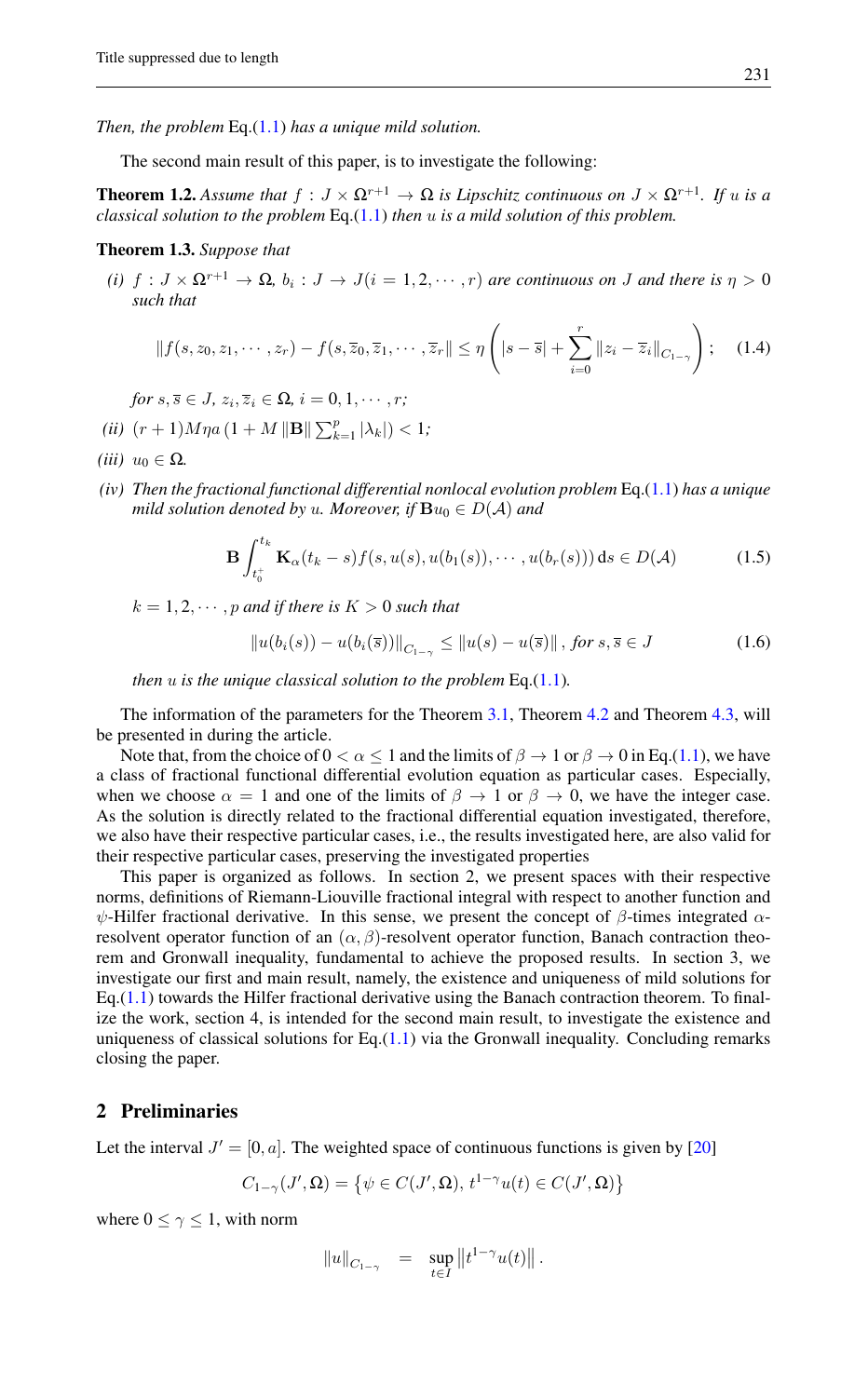*Then, the problem* Eq.(1.1) *has a unique mild solution.*

The second main result of this paper, is to investigate the following:

**Theorem 1.2.** *Assume that $f : J \times \Omega^{r+1} \to \Omega$ is Lipschitz continuous on $J \times \Omega^{r+1}$. If $u$ is a classical solution to the problem* Eq.(1.1) *then $u$ is a mild solution of this problem.*

**Theorem 1.3.** *Suppose that*

*(i) $f : J \times \Omega^{r+1} \to \Omega$, $b_i : J \to J (i = 1, 2, \cdots, r)$ are continuous on $J$ and there is $\eta > 0$ such that*

$$\|f(s, z_0, z_1, \cdots, z_r) - f(s, \overline{z}_0, \overline{z}_1, \cdots, \overline{z}_r\| \leq \eta \left( |s - \overline{s}| + \sum_{i=0}^{r} \|z_i - \overline{z}_i\|_{C_{1-\gamma}} \right); \quad (1.4)$$

*for $s, \overline{s} \in J$, $z_i, \overline{z}_i \in \Omega$, $i = 0, 1, \cdots, r$;*

*(ii) $(r + 1)M\eta a \left(1 + M \|\mathbf{B}\| \sum_{k=1}^{p} |\lambda_k|\right) < 1$;*

*(iii) $u_0 \in \Omega$.*

*(iv) Then the fractional functional differential nonlocal evolution problem* Eq.(1.1) *has a unique mild solution denoted by $u$. Moreover, if $\mathbf{B}u_0 \in D(\mathcal{A})$ and*

$$\mathbf{B} \int_{t_0^+}^{t_k} \mathbf{K}_\alpha(t_k - s) f(s, u(s), u(b_1(s)), \cdots, u(b_r(s))) \, \mathrm{d}s \in D(\mathcal{A}) \quad (1.5)$$

*$k = 1, 2, \cdots, p$ and if there is $K > 0$ such that*

$$\|u(b_i(s)) - u(b_i(\overline{s}))\|_{C_{1-\gamma}} \leq \|u(s) - u(\overline{s})\|, \text{ for } s, \overline{s} \in J \quad (1.6)$$

*then $u$ is the unique classical solution to the problem* Eq.(1.1)*.*

The information of the parameters for the Theorem 3.1, Theorem 4.2 and Theorem 4.3, will be presented in during the article.

Note that, from the choice of $0 < \alpha \leq 1$ and the limits of $\beta \to 1$ or $\beta \to 0$ in Eq.(1.1), we have a class of fractional functional differential evolution equation as particular cases. Especially, when we choose $\alpha = 1$ and one of the limits of $\beta \to 1$ or $\beta \to 0$, we have the integer case. As the solution is directly related to the fractional differential equation investigated, therefore, we also have their respective particular cases, i.e., the results investigated here, are also valid for their respective particular cases, preserving the investigated properties

This paper is organized as follows. In section 2, we present spaces with their respective norms, definitions of Riemann-Liouville fractional integral with respect to another function and $\psi$-Hilfer fractional derivative. In this sense, we present the concept of $\beta$-times integrated $\alpha$-resolvent operator function of an $(\alpha, \beta)$-resolvent operator function, Banach contraction theorem and Gronwall inequality, fundamental to achieve the proposed results. In section 3, we investigate our first and main result, namely, the existence and uniqueness of mild solutions for Eq.(1.1) towards the Hilfer fractional derivative using the Banach contraction theorem. To finalize the work, section 4, is intended for the second main result, to investigate the existence and uniqueness of classical solutions for Eq.(1.1) via the Gronwall inequality. Concluding remarks closing the paper.

## 2 Preliminaries

Let the interval $J' = [0, a]$. The weighted space of continuous functions is given by [20]

$$C_{1-\gamma}(J', \Omega) = \left\{ \psi \in C(J', \Omega), \, t^{1-\gamma} u(t) \in C(J', \Omega) \right\}$$

where $0 \leq \gamma \leq 1$, with norm

$$\|u\|_{C_{1-\gamma}} = \sup_{t \in I} \left\| t^{1-\gamma} u(t) \right\|.$$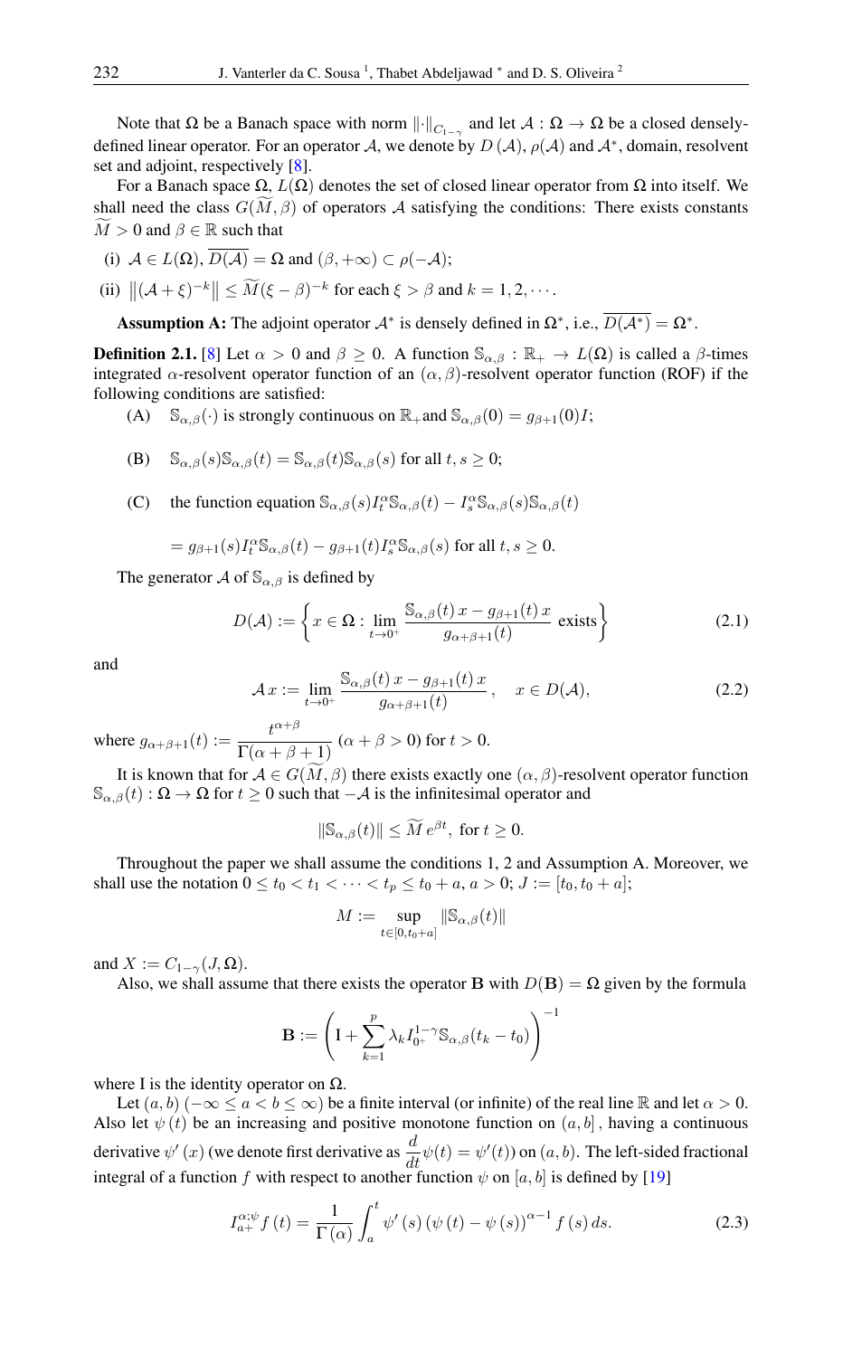Note that $\Omega$ be a Banach space with norm $\|\cdot\|_{C_{1-\gamma}}$ and let $\mathcal{A} : \Omega \to \Omega$ be a closed densely-defined linear operator. For an operator $\mathcal{A}$, we denote by $D(\mathcal{A})$, $\rho(\mathcal{A})$ and $\mathcal{A}^*$, domain, resolvent set and adjoint, respectively [8].

For a Banach space $\Omega$, $L(\Omega)$ denotes the set of closed linear operator from $\Omega$ into itself. We shall need the class $G(\widetilde{M}, \beta)$ of operators $\mathcal{A}$ satisfying the conditions: There exists constants $\widetilde{M} > 0$ and $\beta \in \mathbb{R}$ such that

(i) $\mathcal{A} \in L(\Omega)$, $\overline{D(\mathcal{A})} = \Omega$ and $(\beta, +\infty) \subset \rho(-\mathcal{A})$;

(ii) $\left\|(\mathcal{A} + \xi)^{-k}\right\| \leq \widetilde{M}(\xi - \beta)^{-k}$ for each $\xi > \beta$ and $k = 1, 2, \cdots$.

**Assumption A:** The adjoint operator $\mathcal{A}^*$ is densely defined in $\Omega^*$, i.e., $\overline{D(\mathcal{A}^*)} = \Omega^*$.

**Definition 2.1.** [8] Let $\alpha > 0$ and $\beta \geq 0$. A function $\mathbb{S}_{\alpha,\beta} : \mathbb{R}_+ \to L(\Omega)$ is called a $\beta$-times integrated $\alpha$-resolvent operator function of an $(\alpha, \beta)$-resolvent operator function (ROF) if the following conditions are satisfied:

(A) $\mathbb{S}_{\alpha,\beta}(\cdot)$ is strongly continuous on $\mathbb{R}_+$and $\mathbb{S}_{\alpha,\beta}(0) = g_{\beta+1}(0)I$;

(B) $\mathbb{S}_{\alpha,\beta}(s)\mathbb{S}_{\alpha,\beta}(t) = \mathbb{S}_{\alpha,\beta}(t)\mathbb{S}_{\alpha,\beta}(s)$ for all $t, s \geq 0$;

(C) the function equation $\mathbb{S}_{\alpha,\beta}(s)I_t^{\alpha}\mathbb{S}_{\alpha,\beta}(t) - I_s^{\alpha}\mathbb{S}_{\alpha,\beta}(s)\mathbb{S}_{\alpha,\beta}(t)$

$= g_{\beta+1}(s)I_t^{\alpha}\mathbb{S}_{\alpha,\beta}(t) - g_{\beta+1}(t)I_s^{\alpha}\mathbb{S}_{\alpha,\beta}(s)$ for all $t, s \geq 0$.

The generator $\mathcal{A}$ of $\mathbb{S}_{\alpha,\beta}$ is defined by

$$D(\mathcal{A}) := \left\{ x \in \Omega : \lim_{t \to 0^+} \frac{\mathbb{S}_{\alpha,\beta}(t)\, x - g_{\beta+1}(t)\, x}{g_{\alpha+\beta+1}(t)} \text{ exists} \right\} \tag{2.1}$$

and

$$\mathcal{A}\, x := \lim_{t \to 0^+} \frac{\mathbb{S}_{\alpha,\beta}(t)\, x - g_{\beta+1}(t)\, x}{g_{\alpha+\beta+1}(t)}, \quad x \in D(\mathcal{A}), \tag{2.2}$$

where $g_{\alpha+\beta+1}(t) := \dfrac{t^{\alpha+\beta}}{\Gamma(\alpha+\beta+1)}$ $(\alpha+\beta > 0)$ for $t > 0$.

It is known that for $\mathcal{A} \in G(\widetilde{M}, \beta)$ there exists exactly one $(\alpha, \beta)$-resolvent operator function $\mathbb{S}_{\alpha,\beta}(t) : \Omega \to \Omega$ for $t \geq 0$ such that $-\mathcal{A}$ is the infinitesimal operator and

$$\|\mathbb{S}_{\alpha,\beta}(t)\| \leq \widetilde{M}\, e^{\beta t}, \text{ for } t \geq 0.$$

Throughout the paper we shall assume the conditions 1, 2 and Assumption A. Moreover, we shall use the notation $0 \leq t_0 < t_1 < \cdots < t_p \leq t_0 + a$, $a > 0$; $J := [t_0, t_0 + a]$;

$$M := \sup_{t \in [0, t_0+a]} \|\mathbb{S}_{\alpha,\beta}(t)\|$$

and $X := C_{1-\gamma}(J, \Omega)$.

Also, we shall assume that there exists the operator $\mathbf{B}$ with $D(\mathbf{B}) = \Omega$ given by the formula

$$\mathbf{B} := \left( \mathrm{I} + \sum_{k=1}^{p} \lambda_k I_{0^+}^{1-\gamma} \mathbb{S}_{\alpha,\beta}(t_k - t_0) \right)^{-1}$$

where I is the identity operator on $\Omega$.

Let $(a, b)$ $(-\infty \leq a < b \leq \infty)$ be a finite interval (or infinite) of the real line $\mathbb{R}$ and let $\alpha > 0$. Also let $\psi(t)$ be an increasing and positive monotone function on $(a, b]$, having a continuous derivative $\psi'(x)$ (we denote first derivative as $\dfrac{d}{dt}\psi(t) = \psi'(t)$) on $(a, b)$. The left-sided fractional integral of a function $f$ with respect to another function $\psi$ on $[a, b]$ is defined by [19]

$$I_{a+}^{\alpha;\psi} f(t) = \frac{1}{\Gamma(\alpha)} \int_a^t \psi'(s) \left(\psi(t) - \psi(s)\right)^{\alpha-1} f(s)\, ds. \tag{2.3}$$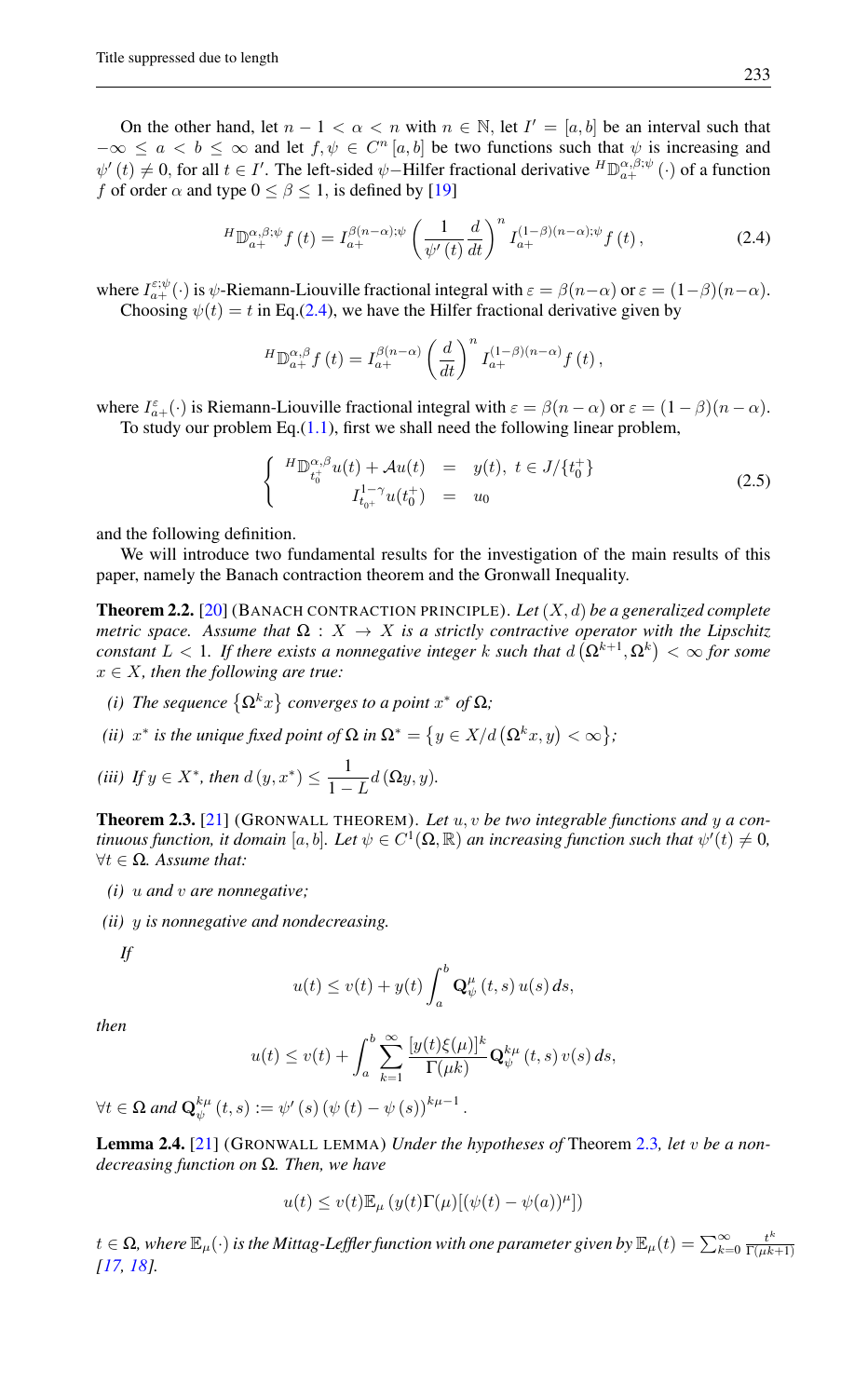On the other hand, let $n-1<\alpha<n$ with $n\in\mathbb{N}$, let $I'=[a,b]$ be an interval such that $-\infty\leq a<b\leq\infty$ and let $f,\psi\in C^{n}[a,b]$ be two functions such that $\psi$ is increasing and $\psi'(t)\neq 0$, for all $t\in I'$. The left-sided $\psi-$Hilfer fractional derivative ${}^{H}\mathbb{D}_{a+}^{\alpha,\beta;\psi}(\cdot)$ of a function $f$ of order $\alpha$ and type $0\leq\beta\leq 1$, is defined by [19]

$$
{}^{H}\mathbb{D}_{a+}^{\alpha,\beta;\psi}f(t)=I_{a+}^{\beta(n-\alpha);\psi}\left(\frac{1}{\psi'(t)}\frac{d}{dt}\right)^{n}I_{a+}^{(1-\beta)(n-\alpha);\psi}f(t),\tag{2.4}
$$

where $I_{a+}^{\varepsilon;\psi}(\cdot)$ is $\psi$-Riemann-Liouville fractional integral with $\varepsilon=\beta(n-\alpha)$ or $\varepsilon=(1-\beta)(n-\alpha)$.

Choosing $\psi(t)=t$ in Eq.(2.4), we have the Hilfer fractional derivative given by

$$
{}^{H}\mathbb{D}_{a+}^{\alpha,\beta}f(t)=I_{a+}^{\beta(n-\alpha)}\left(\frac{d}{dt}\right)^{n}I_{a+}^{(1-\beta)(n-\alpha)}f(t),
$$

where $I_{a+}^{\varepsilon}(\cdot)$ is Riemann-Liouville fractional integral with $\varepsilon=\beta(n-\alpha)$ or $\varepsilon=(1-\beta)(n-\alpha)$.

To study our problem Eq.(1.1), first we shall need the following linear problem,

$$
\left\{\begin{array}{rcl}{}^{H}\mathbb{D}_{t_0^+}^{\alpha,\beta}u(t)+\mathcal{A}u(t)&=&y(t),\ t\in J/\{t_0^+\}\\ I_{t_{0^+}}^{1-\gamma}u(t_0^+)&=&u_0\end{array}\right.\tag{2.5}
$$

and the following definition.

We will introduce two fundamental results for the investigation of the main results of this paper, namely the Banach contraction theorem and the Gronwall Inequality.

**Theorem 2.2.** [20] (Banach contraction principle). *Let $(X,d)$ be a generalized complete metric space. Assume that $\Omega:X\to X$ is a strictly contractive operator with the Lipschitz constant $L<1$. If there exists a nonnegative integer $k$ such that $d\left(\Omega^{k+1},\Omega^{k}\right)<\infty$ for some $x\in X$, then the following are true:*

*(i) The sequence $\left\{\Omega^{k}x\right\}$ converges to a point $x^{*}$ of $\Omega$;*

*(ii) $x^{*}$ is the unique fixed point of $\Omega$ in $\Omega^{*}=\left\{y\in X/d\left(\Omega^{k}x,y\right)<\infty\right\}$;*

*(iii) If $y\in X^{*}$, then $d(y,x^{*})\leq\dfrac{1}{1-L}d(\Omega y,y)$.*

**Theorem 2.3.** [21] (Gronwall theorem). *Let $u,v$ be two integrable functions and $y$ a continuous function, it domain $[a,b]$. Let $\psi\in C^{1}(\Omega,\mathbb{R})$ an increasing function such that $\psi'(t)\neq 0$, $\forall t\in\Omega$. Assume that:*

*(i) $u$ and $v$ are nonnegative;*

*(ii) $y$ is nonnegative and nondecreasing.*

*If*

$$
u(t)\leq v(t)+y(t)\int_a^b\mathbf{Q}_{\psi}^{\mu}(t,s)\,u(s)\,ds,
$$

*then*

$$
u(t)\leq v(t)+\int_a^b\sum_{k=1}^{\infty}\frac{[y(t)\xi(\mu)]^{k}}{\Gamma(\mu k)}\mathbf{Q}_{\psi}^{k\mu}(t,s)\,v(s)\,ds,
$$

*$\forall t\in\Omega$ and $\mathbf{Q}_{\psi}^{k\mu}(t,s):=\psi'(s)\left(\psi(t)-\psi(s)\right)^{k\mu-1}$.*

**Lemma 2.4.** [21] (Gronwall lemma) *Under the hypotheses of* Theorem 2.3*, let $v$ be a nondecreasing function on $\Omega$. Then, we have*

$$
u(t)\leq v(t)\mathbb{E}_{\mu}\left(y(t)\Gamma(\mu)[(\psi(t)-\psi(a))^{\mu}]\right)
$$

*$t\in\Omega$, where $\mathbb{E}_{\mu}(\cdot)$ is the Mittag-Leffler function with one parameter given by $\mathbb{E}_{\mu}(t)=\sum_{k=0}^{\infty}\frac{t^{k}}{\Gamma(\mu k+1)}$ [17, 18].*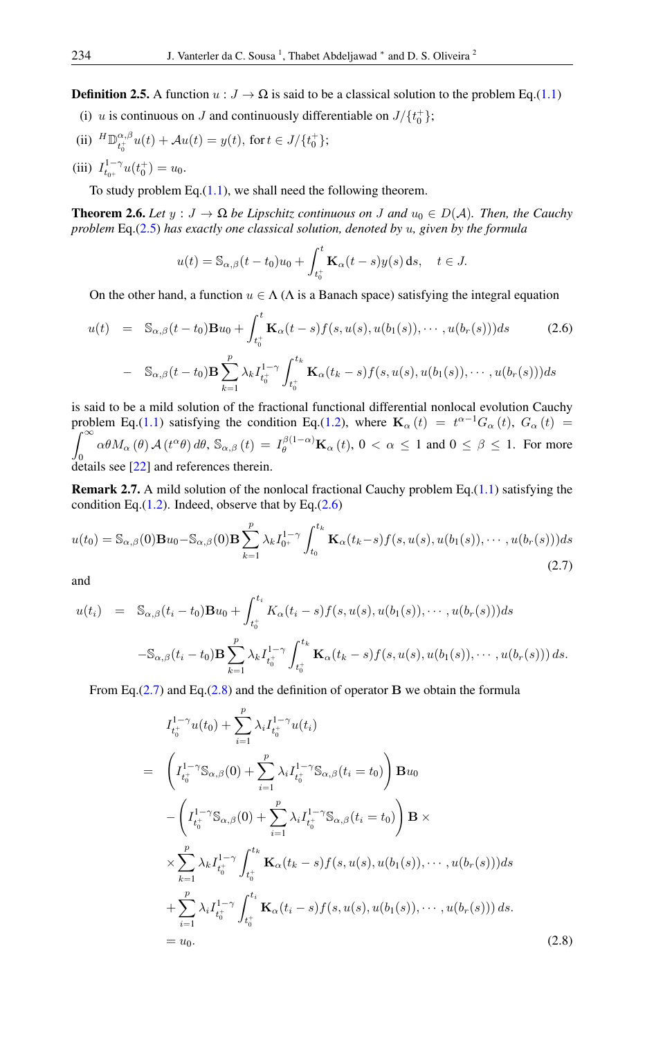**Definition 2.5.** A function $u : J \to \Omega$ is said to be a classical solution to the problem Eq.(1.1)

(i) $u$ is continuous on $J$ and continuously differentiable on $J/\{t_0^+\}$;

(ii) ${}^H\mathbb{D}^{\alpha,\beta}_{t_0^+}u(t) + \mathcal{A}u(t) = y(t)$, for $t \in J/\{t_0^+\}$;

(iii) $I^{1-\gamma}_{t_{0+}}u(t_0^+) = u_0$.

To study problem Eq.(1.1), we shall need the following theorem.

**Theorem 2.6.** *Let $y : J \to \Omega$ be Lipschitz continuous on $J$ and $u_0 \in D(\mathcal{A})$. Then, the Cauchy problem* Eq.(2.5) *has exactly one classical solution, denoted by $u$, given by the formula*

$$u(t) = \mathbb{S}_{\alpha,\beta}(t - t_0)u_0 + \int_{t_0^+}^{t} \mathbf{K}_\alpha(t - s)y(s)\,\mathrm{d}s, \quad t \in J.$$

On the other hand, a function $u \in \Lambda$ ($\Lambda$ is a Banach space) satisfying the integral equation

$$\begin{aligned} u(t) &= \mathbb{S}_{\alpha,\beta}(t - t_0)\mathbf{B}u_0 + \int_{t_0^+}^{t} \mathbf{K}_\alpha(t - s)f(s, u(s), u(b_1(s)), \cdots, u(b_r(s)))ds \\ &- \mathbb{S}_{\alpha,\beta}(t - t_0)\mathbf{B}\sum_{k=1}^{p} \lambda_k I^{1-\gamma}_{t_0^+} \int_{t_0^+}^{t_k} \mathbf{K}_\alpha(t_k - s)f(s, u(s), u(b_1(s)), \cdots, u(b_r(s)))ds \end{aligned} \tag{2.6}$$

is said to be a mild solution of the fractional functional differential nonlocal evolution Cauchy problem Eq.(1.1) satisfying the condition Eq.(1.2), where $\mathbf{K}_\alpha(t) = t^{\alpha-1}G_\alpha(t)$, $G_\alpha(t) = \int_0^\infty \alpha\theta M_\alpha(\theta)\,\mathcal{A}(t^\alpha\theta)\,d\theta$, $\mathbb{S}_{\alpha,\beta}(t) = I_\theta^{\beta(1-\alpha)}\mathbf{K}_\alpha(t)$, $0 < \alpha \leq 1$ and $0 \leq \beta \leq 1$. For more details see [22] and references therein.

**Remark 2.7.** A mild solution of the nonlocal fractional Cauchy problem Eq.(1.1) satisfying the condition Eq.(1.2). Indeed, observe that by Eq.(2.6)

$$u(t_0) = \mathbb{S}_{\alpha,\beta}(0)\mathbf{B}u_0 - \mathbb{S}_{\alpha,\beta}(0)\mathbf{B}\sum_{k=1}^{p} \lambda_k I^{1-\gamma}_{0^+} \int_{t_0}^{t_k} \mathbf{K}_\alpha(t_k - s)f(s, u(s), u(b_1(s)), \cdots, u(b_r(s)))ds \tag{2.7}$$

and

$$\begin{aligned} u(t_i) &= \mathbb{S}_{\alpha,\beta}(t_i - t_0)\mathbf{B}u_0 + \int_{t_0^+}^{t_i} K_\alpha(t_i - s)f(s, u(s), u(b_1(s)), \cdots, u(b_r(s)))ds \\ &- \mathbb{S}_{\alpha,\beta}(t_i - t_0)\mathbf{B}\sum_{k=1}^{p} \lambda_k I^{1-\gamma}_{t_0^+} \int_{t_0^+}^{t_k} \mathbf{K}_\alpha(t_k - s)f(s, u(s), u(b_1(s)), \cdots, u(b_r(s)))\,ds. \end{aligned}$$

From Eq.(2.7) and Eq.(2.8) and the definition of operator $\mathbf{B}$ we obtain the formula

$$\begin{aligned} & I^{1-\gamma}_{t_0^+}u(t_0) + \sum_{i=1}^{p} \lambda_i I^{1-\gamma}_{t_0^+}u(t_i) \\ =& \left( I^{1-\gamma}_{t_0^+}\mathbb{S}_{\alpha,\beta}(0) + \sum_{i=1}^{p} \lambda_i I^{1-\gamma}_{t_0^+}\mathbb{S}_{\alpha,\beta}(t_i = t_0) \right)\mathbf{B}u_0 \\ & - \left( I^{1-\gamma}_{t_0^+}\mathbb{S}_{\alpha,\beta}(0) + \sum_{i=1}^{p} \lambda_i I^{1-\gamma}_{t_0^+}\mathbb{S}_{\alpha,\beta}(t_i = t_0) \right)\mathbf{B} \times \\ & \times \sum_{k=1}^{p} \lambda_k I^{1-\gamma}_{t_0^+} \int_{t_0^+}^{t_k} \mathbf{K}_\alpha(t_k - s)f(s, u(s), u(b_1(s)), \cdots, u(b_r(s)))ds \\ & + \sum_{i=1}^{p} \lambda_i I^{1-\gamma}_{t_0^+} \int_{t_0^+}^{t_i} \mathbf{K}_\alpha(t_i - s)f(s, u(s), u(b_1(s)), \cdots, u(b_r(s)))\,ds. \\ =& \, u_0. \end{aligned} \tag{2.8}$$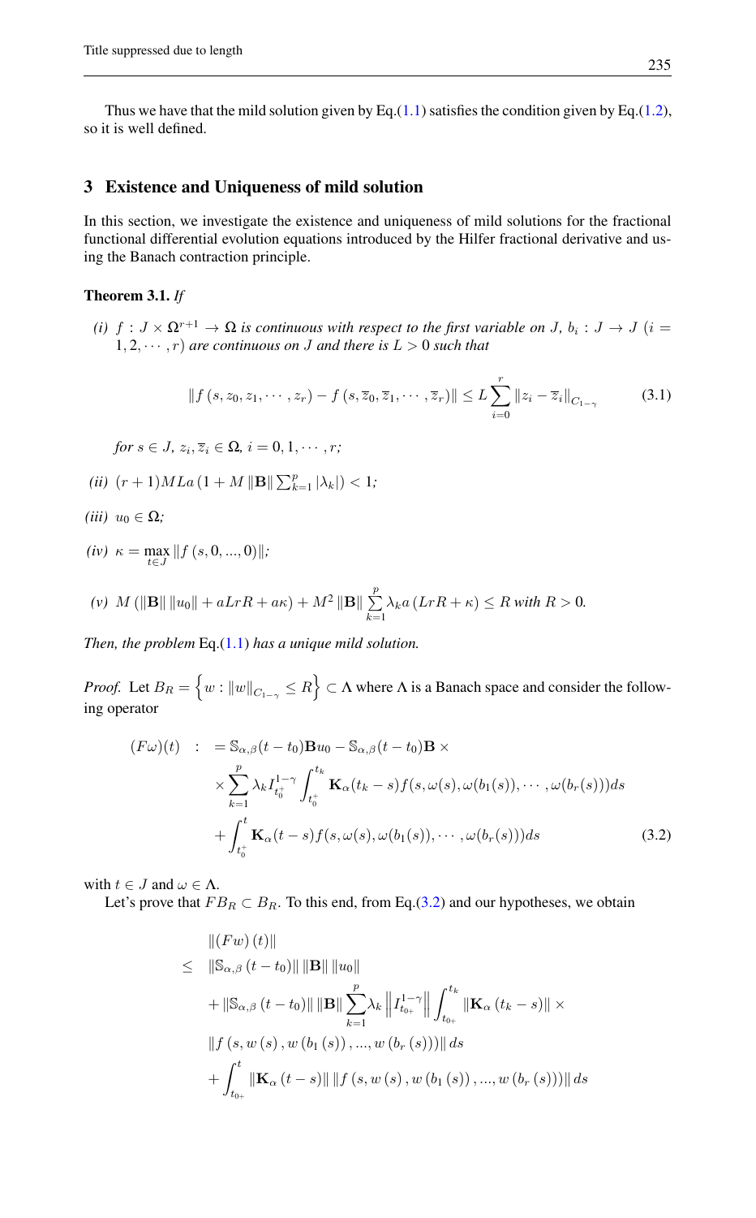Thus we have that the mild solution given by Eq.(1.1) satisfies the condition given by Eq.(1.2), so it is well defined.

## 3 Existence and Uniqueness of mild solution

In this section, we investigate the existence and uniqueness of mild solutions for the fractional functional differential evolution equations introduced by the Hilfer fractional derivative and using the Banach contraction principle.

**Theorem 3.1.** *If*

*(i)* $f : J \times \Omega^{r+1} \to \Omega$ *is continuous with respect to the first variable on* $J$*,* $b_i : J \to J$ $(i = 1, 2, \cdots, r)$ *are continuous on* $J$ *and there is* $L > 0$ *such that*

$$\left\| f\left(s, z_0, z_1, \cdots, z_r\right) - f\left(s, \overline{z}_0, \overline{z}_1, \cdots, \overline{z}_r\right) \right\| \leq L \sum_{i=0}^{r} \left\| z_i - \overline{z}_i \right\|_{C_{1-\gamma}} \tag{3.1}$$

*for* $s \in J$*,* $z_i, \overline{z}_i \in \Omega$*,* $i = 0, 1, \cdots, r$*;*

*(ii)* $(r+1)MLa\left(1 + M\left\|\mathbf{B}\right\| \sum_{k=1}^{p} |\lambda_k|\right) < 1$*;*

*(iii)* $u_0 \in \Omega$*;*

*(iv)* $\kappa = \max\limits_{t \in J} \left\| f\left(s, 0, ..., 0\right)\right\|$*;*

*(v)* $M\left(\left\|\mathbf{B}\right\| \left\|u_0\right\| + aLrR + a\kappa\right) + M^2 \left\|\mathbf{B}\right\| \sum\limits_{k=1}^{p} \lambda_k a \left(LrR + \kappa\right) \leq R$ *with* $R > 0$*.*

*Then, the problem* Eq.(1.1) *has a unique mild solution.*

*Proof.* Let $B_R = \left\{ w : \|w\|_{C_{1-\gamma}} \leq R \right\} \subset \Lambda$ where $\Lambda$ is a Banach space and consider the following operator

$$\begin{aligned}
(F\omega)(t) \quad : \quad &= \mathbb{S}_{\alpha,\beta}(t-t_0)\mathbf{B}u_0 - \mathbb{S}_{\alpha,\beta}(t-t_0)\mathbf{B} \times \\
&\times \sum_{k=1}^{p} \lambda_k I_{t_0^+}^{1-\gamma} \int_{t_0^+}^{t_k} \mathbf{K}_\alpha(t_k - s) f(s, \omega(s), \omega(b_1(s)), \cdots, \omega(b_r(s))) ds \\
&+ \int_{t_0^+}^{t} \mathbf{K}_\alpha(t-s) f(s, \omega(s), \omega(b_1(s)), \cdots, \omega(b_r(s))) ds
\end{aligned} \tag{3.2}$$

with $t \in J$ and $\omega \in \Lambda$.

Let's prove that $FB_R \subset B_R$. To this end, from Eq.(3.2) and our hypotheses, we obtain

$$\begin{aligned}
&\left\| \left(Fw\right)(t) \right\| \\
\leq \quad &\left\| \mathbb{S}_{\alpha,\beta}\left(t - t_0\right) \right\| \left\| \mathbf{B} \right\| \left\| u_0 \right\| \\
&+ \left\| \mathbb{S}_{\alpha,\beta}\left(t - t_0\right) \right\| \left\| \mathbf{B} \right\| \sum_{k=1}^{p} \lambda_k \left\| I_{t_{0+}}^{1-\gamma} \right\| \int_{t_{0+}}^{t_k} \left\| \mathbf{K}_\alpha\left(t_k - s\right) \right\| \times \\
&\left\| f\left(s, w\left(s\right), w\left(b_1\left(s\right)\right), ..., w\left(b_r\left(s\right)\right)\right) \right\| ds \\
&+ \int_{t_{0+}}^{t} \left\| \mathbf{K}_\alpha\left(t - s\right) \right\| \left\| f\left(s, w\left(s\right), w\left(b_1\left(s\right)\right), ..., w\left(b_r\left(s\right)\right)\right) \right\| ds
\end{aligned}$$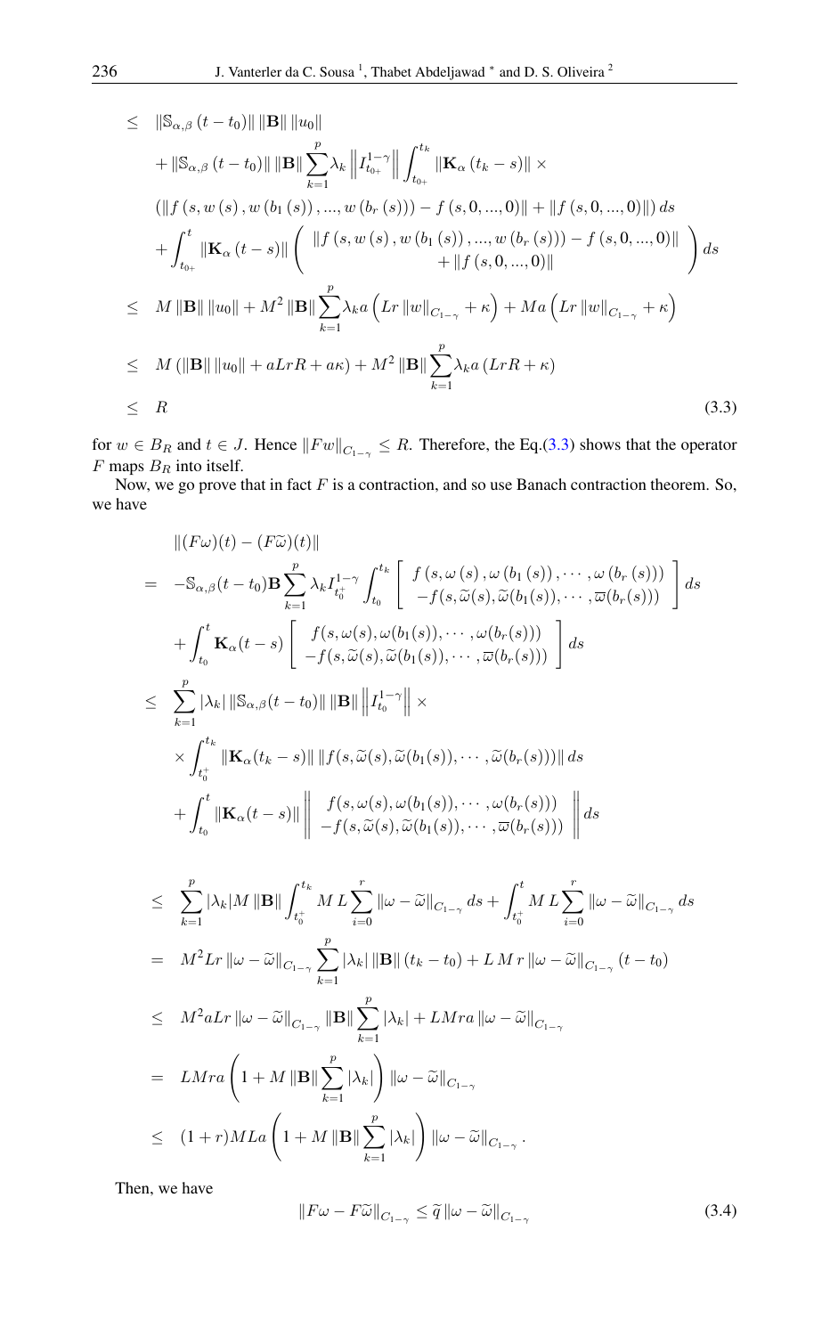$$
\begin{aligned}
&\leq \left\|\mathbb{S}_{\alpha,\beta}\left(t-t_{0}\right)\right\|\left\|\mathbf{B}\right\|\left\|u_{0}\right\| \\
&\quad+\left\|\mathbb{S}_{\alpha,\beta}\left(t-t_{0}\right)\right\|\left\|\mathbf{B}\right\|\sum_{k=1}^{p}\lambda_{k}\left\|I_{t_{0+}}^{1-\gamma}\right\|\int_{t_{0+}}^{t_{k}}\left\|\mathbf{K}_{\alpha}\left(t_{k}-s\right)\right\|\times \\
&\quad\left(\left\|f\left(s,w\left(s\right),w\left(b_{1}\left(s\right)\right),...,w\left(b_{r}\left(s\right)\right)\right)-f\left(s,0,...,0\right)\right\|+\left\|f\left(s,0,...,0\right)\right\|\right)ds \\
&\quad+\int_{t_{0+}}^{t}\left\|\mathbf{K}_{\alpha}\left(t-s\right)\right\|\left(\begin{array}{c}\left\|f\left(s,w\left(s\right),w\left(b_{1}\left(s\right)\right),...,w\left(b_{r}\left(s\right)\right)\right)-f\left(s,0,...,0\right)\right\| \\ +\left\|f\left(s,0,...,0\right)\right\|\end{array}\right)ds \\
&\leq M\left\|\mathbf{B}\right\|\left\|u_{0}\right\|+M^{2}\left\|\mathbf{B}\right\|\sum_{k=1}^{p}\lambda_{k}a\left(Lr\left\|w\right\|_{C_{1-\gamma}}+\kappa\right)+Ma\left(Lr\left\|w\right\|_{C_{1-\gamma}}+\kappa\right) \\
&\leq M\left(\left\|\mathbf{B}\right\|\left\|u_{0}\right\|+aLrR+a\kappa\right)+M^{2}\left\|\mathbf{B}\right\|\sum_{k=1}^{p}\lambda_{k}a\left(LrR+\kappa\right) \\
&\leq R
\end{aligned}
\tag{3.3}
$$

for $w\in B_R$ and $t\in J$. Hence $\|Fw\|_{C_{1-\gamma}}\leq R$. Therefore, the Eq.(3.3) shows that the operator $F$ maps $B_R$ into itself.

Now, we go prove that in fact $F$ is a contraction, and so use Banach contraction theorem. So, we have

$$
\begin{aligned}
&\|(F\omega)(t)-(F\widetilde{\omega})(t)\| \\
&= -\mathbb{S}_{\alpha,\beta}(t-t_{0})\mathbf{B}\sum_{k=1}^{p}\lambda_{k}I_{t_{0}^{+}}^{1-\gamma}\int_{t_{0}}^{t_{k}}\left[\begin{array}{c}f\left(s,\omega\left(s\right),\omega\left(b_{1}\left(s\right)\right),\cdots,\omega\left(b_{r}\left(s\right)\right)\right) \\ -f(s,\widetilde{\omega}(s),\widetilde{\omega}(b_{1}(s)),\cdots,\overline{\omega}(b_{r}(s)))\end{array}\right]ds \\
&\quad+\int_{t_{0}}^{t}\mathbf{K}_{\alpha}(t-s)\left[\begin{array}{c}f(s,\omega(s),\omega(b_{1}(s)),\cdots,\omega(b_{r}(s))) \\ -f(s,\widetilde{\omega}(s),\widetilde{\omega}(b_{1}(s)),\cdots,\overline{\omega}(b_{r}(s)))\end{array}\right]ds \\
&\leq \sum_{k=1}^{p}|\lambda_{k}|\,\|\mathbb{S}_{\alpha,\beta}(t-t_{0})\|\,\|\mathbf{B}\|\left\|I_{t_{0}}^{1-\gamma}\right\|\times \\
&\quad\times\int_{t_{0}^{+}}^{t_{k}}\|\mathbf{K}_{\alpha}(t_{k}-s)\|\,\|f(s,\widetilde{\omega}(s),\widetilde{\omega}(b_{1}(s)),\cdots,\widetilde{\omega}(b_{r}(s)))\|\,ds \\
&\quad+\int_{t_{0}}^{t}\|\mathbf{K}_{\alpha}(t-s)\|\left\|\begin{array}{c}f(s,\omega(s),\omega(b_{1}(s)),\cdots,\omega(b_{r}(s))) \\ -f(s,\widetilde{\omega}(s),\widetilde{\omega}(b_{1}(s)),\cdots,\overline{\omega}(b_{r}(s)))\end{array}\right\|ds
\end{aligned}
$$

$$
\begin{aligned}
&\leq \sum_{k=1}^{p}|\lambda_{k}|M\,\|\mathbf{B}\|\int_{t_{0}^{+}}^{t_{k}}M\,L\sum_{i=0}^{r}\|\omega-\widetilde{\omega}\|_{C_{1-\gamma}}\,ds+\int_{t_{0}^{+}}^{t}M\,L\sum_{i=0}^{r}\|\omega-\widetilde{\omega}\|_{C_{1-\gamma}}\,ds \\
&= M^{2}Lr\,\|\omega-\widetilde{\omega}\|_{C_{1-\gamma}}\sum_{k=1}^{p}|\lambda_{k}|\,\|\mathbf{B}\|\,(t_{k}-t_{0})+L\,M\,r\,\|\omega-\widetilde{\omega}\|_{C_{1-\gamma}}\,(t-t_{0}) \\
&\leq M^{2}aLr\,\|\omega-\widetilde{\omega}\|_{C_{1-\gamma}}\,\|\mathbf{B}\|\sum_{k=1}^{p}|\lambda_{k}|+LMra\,\|\omega-\widetilde{\omega}\|_{C_{1-\gamma}} \\
&= LMra\left(1+M\,\|\mathbf{B}\|\sum_{k=1}^{p}|\lambda_{k}|\right)\|\omega-\widetilde{\omega}\|_{C_{1-\gamma}} \\
&\leq (1+r)MLa\left(1+M\,\|\mathbf{B}\|\sum_{k=1}^{p}|\lambda_{k}|\right)\|\omega-\widetilde{\omega}\|_{C_{1-\gamma}}.
\end{aligned}
$$

Then, we have

$$
\|F\omega-F\widetilde{\omega}\|_{C_{1-\gamma}}\leq\widetilde{q}\,\|\omega-\widetilde{\omega}\|_{C_{1-\gamma}} \tag{3.4}
$$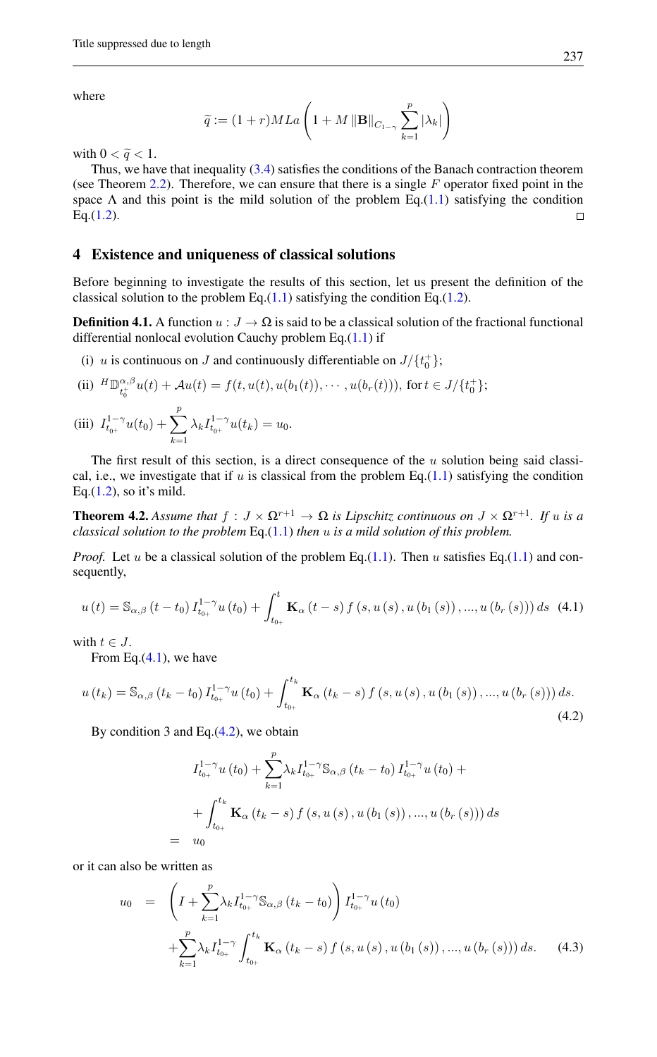where

$$\widetilde{q} := (1+r)MLa\left(1 + M\|\mathbf{B}\|_{C_{1-\gamma}}\sum_{k=1}^{p}|\lambda_k|\right)$$

with $0 < \widetilde{q} < 1$.

Thus, we have that inequality (3.4) satisfies the conditions of the Banach contraction theorem (see Theorem 2.2). Therefore, we can ensure that there is a single $F$ operator fixed point in the space $\Lambda$ and this point is the mild solution of the problem Eq.(1.1) satisfying the condition Eq.(1.2). □

## 4 Existence and uniqueness of classical solutions

Before beginning to investigate the results of this section, let us present the definition of the classical solution to the problem Eq.(1.1) satisfying the condition Eq.(1.2).

**Definition 4.1.** A function $u : J \to \Omega$ is said to be a classical solution of the fractional functional differential nonlocal evolution Cauchy problem Eq.(1.1) if

(i) $u$ is continuous on $J$ and continuously differentiable on $J/\{t_0^+\}$;

(ii) ${}^{H}\mathbb{D}_{t_0^+}^{\alpha,\beta}u(t) + \mathcal{A}u(t) = f(t, u(t), u(b_1(t)), \cdots, u(b_r(t)))$, for $t \in J/\{t_0^+\}$;

(iii) $I_{t_{0^+}}^{1-\gamma}u(t_0) + \displaystyle\sum_{k=1}^{p}\lambda_k I_{t_{0^+}}^{1-\gamma}u(t_k) = u_0$.

The first result of this section, is a direct consequence of the $u$ solution being said classical, i.e., we investigate that if $u$ is classical from the problem Eq.(1.1) satisfying the condition Eq.(1.2), so it's mild.

**Theorem 4.2.** *Assume that $f : J \times \Omega^{r+1} \to \Omega$ is Lipschitz continuous on $J \times \Omega^{r+1}$. If $u$ is a classical solution to the problem* Eq.(1.1) *then $u$ is a mild solution of this problem.*

*Proof.* Let $u$ be a classical solution of the problem Eq.(1.1). Then $u$ satisfies Eq.(1.1) and consequently,

$$u(t) = \mathbb{S}_{\alpha,\beta}(t-t_0)\,I_{t_{0^+}}^{1-\gamma}u(t_0) + \int_{t_{0^+}}^{t}\mathbf{K}_\alpha(t-s)\,f(s, u(s), u(b_1(s)), ..., u(b_r(s)))\,ds \quad (4.1)$$

with $t \in J$.

From Eq.(4.1), we have

$$u(t_k) = \mathbb{S}_{\alpha,\beta}(t_k-t_0)\,I_{t_{0^+}}^{1-\gamma}u(t_0) + \int_{t_{0^+}}^{t_k}\mathbf{K}_\alpha(t_k-s)\,f(s, u(s), u(b_1(s)), ..., u(b_r(s)))\,ds. \quad (4.2)$$

By condition 3 and Eq.(4.2), we obtain

$$\begin{aligned}
& I_{t_{0^+}}^{1-\gamma}u(t_0) + \sum_{k=1}^{p}\lambda_k I_{t_{0^+}}^{1-\gamma}\mathbb{S}_{\alpha,\beta}(t_k-t_0)\,I_{t_{0^+}}^{1-\gamma}u(t_0) + \\
& + \int_{t_{0^+}}^{t_k}\mathbf{K}_\alpha(t_k-s)\,f(s, u(s), u(b_1(s)), ..., u(b_r(s)))\,ds \\
= \;& u_0
\end{aligned}$$

or it can also be written as

$$\begin{aligned}
u_0 \;=\; & \left(I + \sum_{k=1}^{p}\lambda_k I_{t_{0^+}}^{1-\gamma}\mathbb{S}_{\alpha,\beta}(t_k-t_0)\right)I_{t_{0^+}}^{1-\gamma}u(t_0) \\
& + \sum_{k=1}^{p}\lambda_k I_{t_{0^+}}^{1-\gamma}\int_{t_{0^+}}^{t_k}\mathbf{K}_\alpha(t_k-s)\,f(s, u(s), u(b_1(s)), ..., u(b_r(s)))\,ds. \quad (4.3)
\end{aligned}$$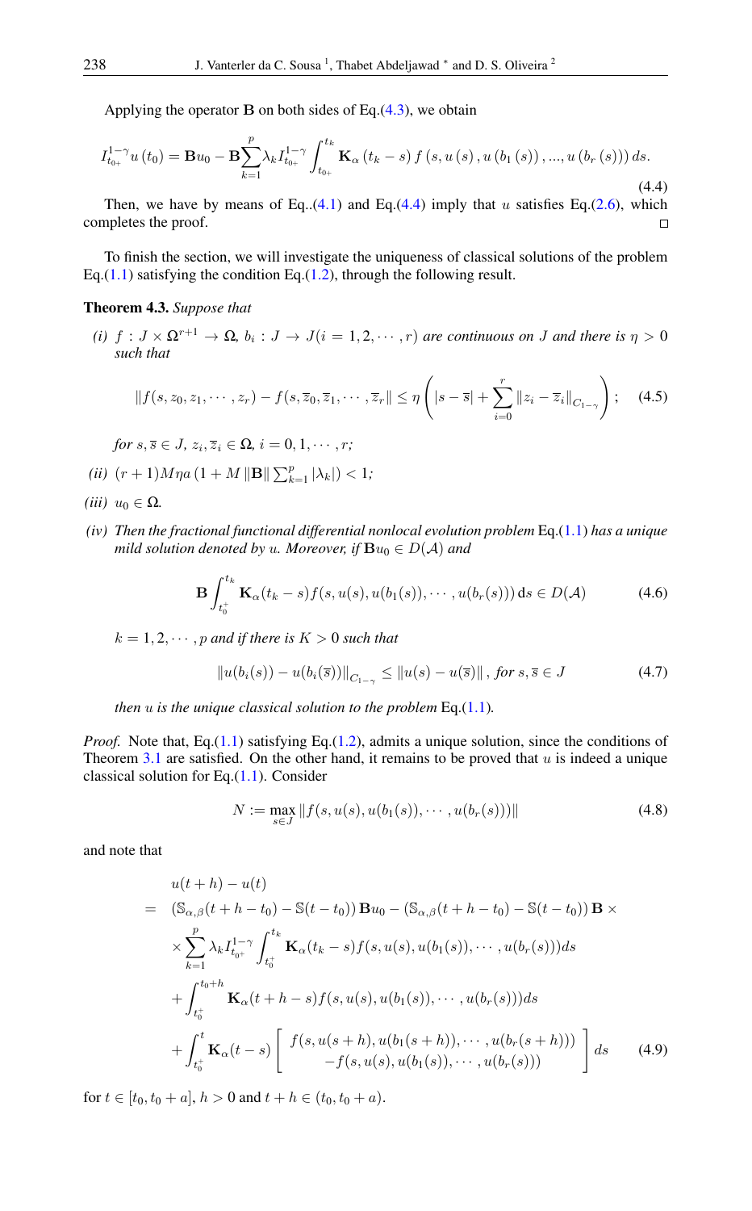Applying the operator $\mathbf{B}$ on both sides of Eq.(4.3), we obtain

$$I_{t_{0+}}^{1-\gamma} u(t_0) = \mathbf{B}u_0 - \mathbf{B}\sum_{k=1}^{p} \lambda_k I_{t_{0+}}^{1-\gamma} \int_{t_{0+}}^{t_k} \mathbf{K}_\alpha (t_k - s) f(s, u(s), u(b_1(s)), ..., u(b_r(s))) ds. \tag{4.4}$$

Then, we have by means of Eq..(4.1) and Eq.(4.4) imply that $u$ satisfies Eq.(2.6), which completes the proof. □

To finish the section, we will investigate the uniqueness of classical solutions of the problem Eq.(1.1) satisfying the condition Eq.(1.2), through the following result.

**Theorem 4.3.** *Suppose that*

*(i)* $f : J \times \Omega^{r+1} \to \Omega$, $b_i : J \to J (i = 1, 2, \cdots, r)$ *are continuous on* $J$ *and there is* $\eta > 0$ *such that*

$$\|f(s, z_0, z_1, \cdots, z_r) - f(s, \overline{z}_0, \overline{z}_1, \cdots, \overline{z}_r\| \leq \eta \left( |s - \overline{s}| + \sum_{i=0}^{r} \|z_i - \overline{z}_i\|_{C_{1-\gamma}} \right); \tag{4.5}$$

*for* $s, \overline{s} \in J$, $z_i, \overline{z}_i \in \Omega$, $i = 0, 1, \cdots, r$;

*(ii)* $(r+1)M\eta a \left(1 + M \|\mathbf{B}\| \sum_{k=1}^{p} |\lambda_k|\right) < 1$;

*(iii)* $u_0 \in \Omega$.

*(iv) Then the fractional functional differential nonlocal evolution problem* Eq.(1.1) *has a unique mild solution denoted by* $u$. *Moreover, if* $\mathbf{B}u_0 \in D(\mathcal{A})$ *and*

$$\mathbf{B} \int_{t_0^+}^{t_k} \mathbf{K}_\alpha(t_k - s) f(s, u(s), u(b_1(s)), \cdots, u(b_r(s))) \, \mathrm{d}s \in D(\mathcal{A}) \tag{4.6}$$

$k = 1, 2, \cdots, p$ *and if there is* $K > 0$ *such that*

$$\|u(b_i(s)) - u(b_i(\overline{s}))\|_{C_{1-\gamma}} \leq \|u(s) - u(\overline{s})\|, \text{ for } s, \overline{s} \in J \tag{4.7}$$

*then* $u$ *is the unique classical solution to the problem* Eq.(1.1).

*Proof.* Note that, Eq.(1.1) satisfying Eq.(1.2), admits a unique solution, since the conditions of Theorem 3.1 are satisfied. On the other hand, it remains to be proved that $u$ is indeed a unique classical solution for Eq.(1.1). Consider

$$N := \max_{s \in J} \|f(s, u(s), u(b_1(s)), \cdots, u(b_r(s)))\| \tag{4.8}$$

and note that

$$\begin{aligned}
& u(t+h) - u(t) \\
= \; & (\mathbb{S}_{\alpha,\beta}(t+h-t_0) - \mathbb{S}(t-t_0)) \mathbf{B}u_0 - (\mathbb{S}_{\alpha,\beta}(t+h-t_0) - \mathbb{S}(t-t_0)) \mathbf{B} \times \\
& \times \sum_{k=1}^{p} \lambda_k I_{t_{0^+}}^{1-\gamma} \int_{t_0^+}^{t_k} \mathbf{K}_\alpha(t_k - s) f(s, u(s), u(b_1(s)), \cdots, u(b_r(s))) ds \\
& + \int_{t_0^+}^{t_0+h} \mathbf{K}_\alpha(t+h-s) f(s, u(s), u(b_1(s)), \cdots, u(b_r(s))) ds \\
& + \int_{t_0^+}^{t} \mathbf{K}_\alpha(t-s) \left[ \begin{array}{c} f(s, u(s+h), u(b_1(s+h)), \cdots, u(b_r(s+h))) \\ -f(s, u(s), u(b_1(s)), \cdots, u(b_r(s))) \end{array} \right] ds
\end{aligned} \tag{4.9}$$

for $t \in [t_0, t_0 + a]$, $h > 0$ and $t + h \in (t_0, t_0 + a)$.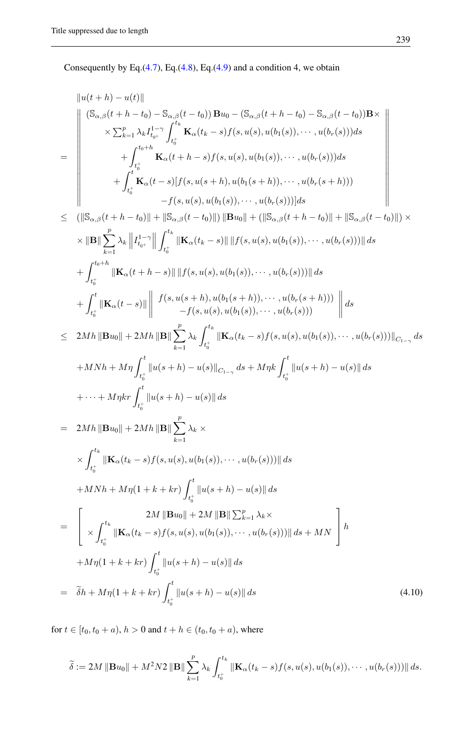Consequently by Eq.(4.7), Eq.(4.8), Eq.(4.9) and a condition 4, we obtain

$$
\begin{aligned}
&\|u(t+h)-u(t)\| \\
=\ & \left\| \begin{array}{c} \left(\mathbb{S}_{\alpha,\beta}(t+h-t_0)-\mathbb{S}_{\alpha,\beta}(t-t_0)\right)\mathbf{B}u_0 - \left(\mathbb{S}_{\alpha,\beta}(t+h-t_0)-\mathbb{S}_{\alpha,\beta}(t-t_0)\right)\mathbf{B}\times \\ \times \sum_{k=1}^{p}\lambda_k I_{t_{0^+}}^{1-\gamma}\displaystyle\int_{t_0^+}^{t_k}\mathbf{K}_\alpha(t_k-s)f(s,u(s),u(b_1(s)),\cdots,u(b_r(s)))ds \\ +\displaystyle\int_{t_0^+}^{t_0+h}\mathbf{K}_\alpha(t+h-s)f(s,u(s),u(b_1(s)),\cdots,u(b_r(s)))ds \\ +\displaystyle\int_{t_0^+}^{t}\mathbf{K}_\alpha(t-s)[f(s,u(s+h),u(b_1(s+h)),\cdots,u(b_r(s+h))) \\ -f(s,u(s),u(b_1(s)),\cdots,u(b_r(s)))]ds \end{array} \right\| \\
\leq\ & \left(\|\mathbb{S}_{\alpha,\beta}(t+h-t_0)\|+\|\mathbb{S}_{\alpha,\beta}(t-t_0)\|\right)\|\mathbf{B}u_0\| + \left(\|\mathbb{S}_{\alpha,\beta}(t+h-t_0)\|+\|\mathbb{S}_{\alpha,\beta}(t-t_0)\|\right)\times \\
&\times\|\mathbf{B}\|\sum_{k=1}^{p}\lambda_k\left\|I_{t_{0^+}}^{1-\gamma}\right\|\int_{t_0^+}^{t_k}\|\mathbf{K}_\alpha(t_k-s)\|\,\|f(s,u(s),u(b_1(s)),\cdots,u(b_r(s)))\|\,ds \\
&+\int_{t_0^+}^{t_0+h}\|\mathbf{K}_\alpha(t+h-s)\|\,\|f(s,u(s),u(b_1(s)),\cdots,u(b_r(s)))\|\,ds \\
&+\int_{t_0^+}^{t}\|\mathbf{K}_\alpha(t-s)\|\left\| \begin{array}{c} f(s,u(s+h),u(b_1(s+h)),\cdots,u(b_r(s+h))) \\ -f(s,u(s),u(b_1(s)),\cdots,u(b_r(s))) \end{array}\right\| ds \\
\leq\ & 2Mh\|\mathbf{B}u_0\| + 2Mh\|\mathbf{B}\|\sum_{k=1}^{p}\lambda_k\int_{t_0^+}^{t_k}\|\mathbf{K}_\alpha(t_k-s)f(s,u(s),u(b_1(s)),\cdots,u(b_r(s)))\|_{C_{1-\gamma}}ds \\
&+MNh + M\eta\int_{t_0^+}^{t}\|u(s+h)-u(s)\|_{C_{1-\gamma}}ds + M\eta k\int_{t_0^+}^{t}\|u(s+h)-u(s)\|\,ds \\
&+\cdots+M\eta kr\int_{t_0^+}^{t}\|u(s+h)-u(s)\|\,ds \\
=\ & 2Mh\|\mathbf{B}u_0\| + 2Mh\|\mathbf{B}\|\sum_{k=1}^{p}\lambda_k\times \\
&\times\int_{t_0^+}^{t_k}\|\mathbf{K}_\alpha(t_k-s)f(s,u(s),u(b_1(s)),\cdots,u(b_r(s)))\|\,ds \\
&+MNh + M\eta(1+k+kr)\int_{t_0^+}^{t}\|u(s+h)-u(s)\|\,ds \\
=\ & \left[\begin{array}{c} 2M\|\mathbf{B}u_0\| + 2M\|\mathbf{B}\|\sum_{k=1}^{p}\lambda_k\times \\ \times\displaystyle\int_{t_0^+}^{t_k}\|\mathbf{K}_\alpha(t_k-s)f(s,u(s),u(b_1(s)),\cdots,u(b_r(s)))\|\,ds + MN \end{array}\right]h \\
&+M\eta(1+k+kr)\int_{t_0^+}^{t}\|u(s+h)-u(s)\|\,ds \\
=\ & \widetilde{\delta}h + M\eta(1+k+kr)\int_{t_0^+}^{t}\|u(s+h)-u(s)\|\,ds
\end{aligned} \tag{4.10}
$$

for $t\in[t_0,t_0+a)$, $h>0$ and $t+h\in(t_0,t_0+a)$, where

$$
\widetilde{\delta} := 2M\|\mathbf{B}u_0\| + M^2N2\|\mathbf{B}\|\sum_{k=1}^{p}\lambda_k\int_{t_0^+}^{t_k}\|\mathbf{K}_\alpha(t_k-s)f(s,u(s),u(b_1(s)),\cdots,u(b_r(s)))\|\,ds.
$$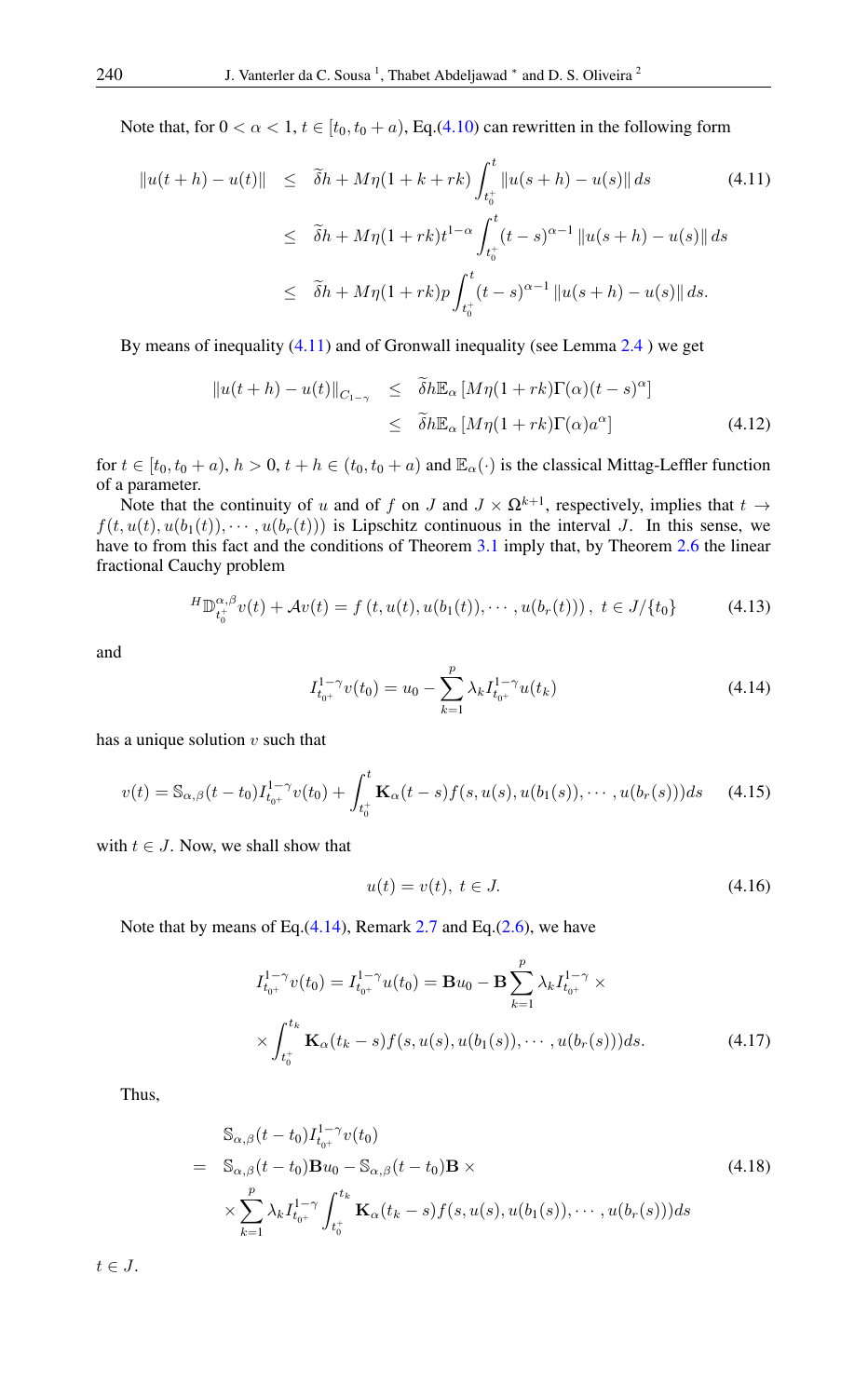Note that, for $0 < \alpha < 1$, $t \in [t_0, t_0 + a)$, Eq.(4.10) can rewritten in the following form

$$
\begin{aligned}
\|u(t+h) - u(t)\| &\leq \widetilde{\delta}h + M\eta(1+k+rk)\int_{t_0^+}^{t} \|u(s+h) - u(s)\|\, ds \\
&\leq \widetilde{\delta}h + M\eta(1+rk)t^{1-\alpha}\int_{t_0^+}^{t} (t-s)^{\alpha-1}\|u(s+h) - u(s)\|\, ds \\
&\leq \widetilde{\delta}h + M\eta(1+rk)p\int_{t_0^+}^{t} (t-s)^{\alpha-1}\|u(s+h) - u(s)\|\, ds.
\end{aligned} \tag{4.11}
$$

By means of inequality (4.11) and of Gronwall inequality (see Lemma 2.4 ) we get

$$
\begin{aligned}
\|u(t+h) - u(t)\|_{C_{1-\gamma}} &\leq \widetilde{\delta}h\mathbb{E}_\alpha\left[M\eta(1+rk)\Gamma(\alpha)(t-s)^\alpha\right] \\
&\leq \widetilde{\delta}h\mathbb{E}_\alpha\left[M\eta(1+rk)\Gamma(\alpha)a^\alpha\right]
\end{aligned} \tag{4.12}
$$

for $t \in [t_0, t_0 + a)$, $h > 0$, $t + h \in (t_0, t_0 + a)$ and $\mathbb{E}_\alpha(\cdot)$ is the classical Mittag-Leffler function of a parameter.

Note that the continuity of $u$ and of $f$ on $J$ and $J \times \Omega^{k+1}$, respectively, implies that $t \to f(t, u(t), u(b_1(t)), \cdots, u(b_r(t)))$ is Lipschitz continuous in the interval $J$. In this sense, we have to from this fact and the conditions of Theorem 3.1 imply that, by Theorem 2.6 the linear fractional Cauchy problem

$$
{}^H\mathbb{D}_{t_0^+}^{\alpha,\beta}v(t) + \mathcal{A}v(t) = f\left(t, u(t), u(b_1(t)), \cdots, u(b_r(t))\right),\ t \in J/\{t_0\} \tag{4.13}
$$

and

$$
I_{t_0^+}^{1-\gamma}v(t_0) = u_0 - \sum_{k=1}^{p}\lambda_k I_{t_0^+}^{1-\gamma}u(t_k) \tag{4.14}
$$

has a unique solution $v$ such that

$$
v(t) = \mathbb{S}_{\alpha,\beta}(t-t_0)I_{t_0^+}^{1-\gamma}v(t_0) + \int_{t_0^+}^{t}\mathbf{K}_\alpha(t-s)f(s, u(s), u(b_1(s)), \cdots, u(b_r(s)))ds \tag{4.15}
$$

with $t \in J$. Now, we shall show that

$$
u(t) = v(t),\ t \in J. \tag{4.16}
$$

Note that by means of Eq.(4.14), Remark 2.7 and Eq.(2.6), we have

$$
\begin{aligned}
I_{t_0^+}^{1-\gamma}v(t_0) = I_{t_0^+}^{1-\gamma}u(t_0) = \mathbf{B}u_0 - \mathbf{B}\sum_{k=1}^{p}\lambda_k I_{t_0^+}^{1-\gamma} \times \\
\times \int_{t_0^+}^{t_k}\mathbf{K}_\alpha(t_k-s)f(s, u(s), u(b_1(s)), \cdots, u(b_r(s)))ds.
\end{aligned} \tag{4.17}
$$

Thus,

$$
\begin{aligned}
& \mathbb{S}_{\alpha,\beta}(t-t_0)I_{t_0^+}^{1-\gamma}v(t_0) \\
= \ & \mathbb{S}_{\alpha,\beta}(t-t_0)\mathbf{B}u_0 - \mathbb{S}_{\alpha,\beta}(t-t_0)\mathbf{B} \times \\
& \times \sum_{k=1}^{p}\lambda_k I_{t_0^+}^{1-\gamma}\int_{t_0^+}^{t_k}\mathbf{K}_\alpha(t_k-s)f(s, u(s), u(b_1(s)), \cdots, u(b_r(s)))ds
\end{aligned} \tag{4.18}
$$

$t \in J$.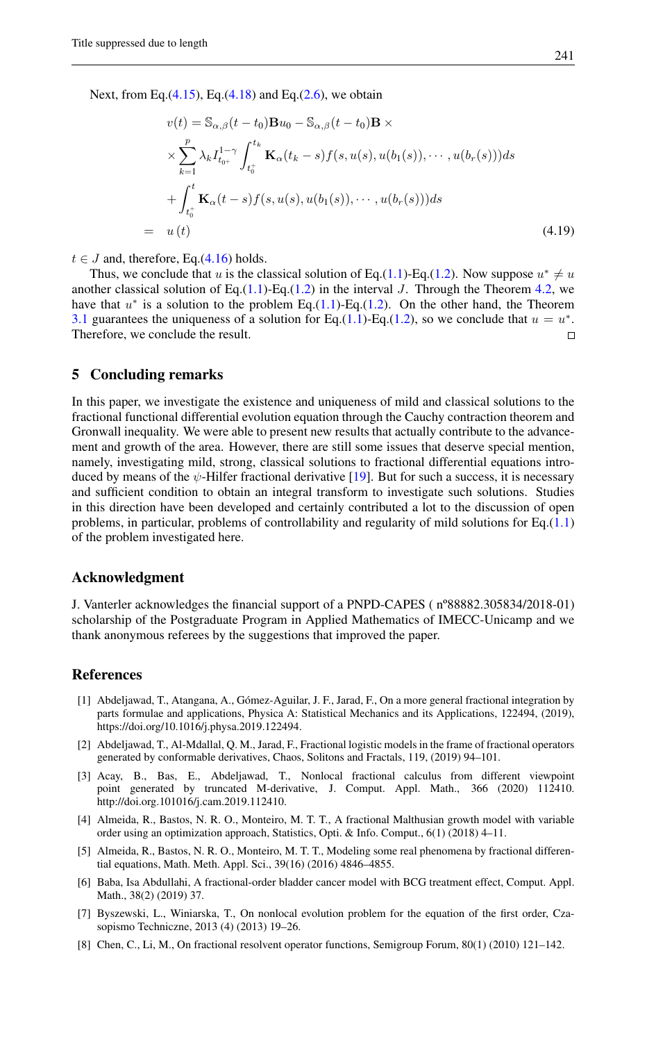Next, from Eq.(4.15), Eq.(4.18) and Eq.(2.6), we obtain

$$
\begin{aligned}
v(t) &= \mathbb{S}_{\alpha,\beta}(t-t_0)\mathbf{B}u_0 - \mathbb{S}_{\alpha,\beta}(t-t_0)\mathbf{B}\times \\
&\times \sum_{k=1}^{p} \lambda_k I_{t_{0^+}}^{1-\gamma} \int_{t_0^+}^{t_k} \mathbf{K}_\alpha(t_k - s) f(s, u(s), u(b_1(s)), \cdots, u(b_r(s)))ds \\
&+ \int_{t_0^+}^{t} \mathbf{K}_\alpha(t-s) f(s, u(s), u(b_1(s)), \cdots, u(b_r(s)))ds \\
&= u(t)
\end{aligned}
\tag{4.19}
$$

$t \in J$ and, therefore, Eq.(4.16) holds.

Thus, we conclude that $u$ is the classical solution of Eq.(1.1)-Eq.(1.2). Now suppose $u^* \neq u$ another classical solution of Eq.(1.1)-Eq.(1.2) in the interval $J$. Through the Theorem 4.2, we have that $u^*$ is a solution to the problem Eq.(1.1)-Eq.(1.2). On the other hand, the Theorem 3.1 guarantees the uniqueness of a solution for Eq.(1.1)-Eq.(1.2), so we conclude that $u = u^*$. Therefore, we conclude the result. □

## 5 Concluding remarks

In this paper, we investigate the existence and uniqueness of mild and classical solutions to the fractional functional differential evolution equation through the Cauchy contraction theorem and Gronwall inequality. We were able to present new results that actually contribute to the advancement and growth of the area. However, there are still some issues that deserve special mention, namely, investigating mild, strong, classical solutions to fractional differential equations introduced by means of the $\psi$-Hilfer fractional derivative [19]. But for such a success, it is necessary and sufficient condition to obtain an integral transform to investigate such solutions. Studies in this direction have been developed and certainly contributed a lot to the discussion of open problems, in particular, problems of controllability and regularity of mild solutions for Eq.(1.1) of the problem investigated here.

## Acknowledgment

J. Vanterler acknowledges the financial support of a PNPD-CAPES ( nº88882.305834/2018-01) scholarship of the Postgraduate Program in Applied Mathematics of IMECC-Unicamp and we thank anonymous referees by the suggestions that improved the paper.

## References

[1] Abdeljawad, T., Atangana, A., Gómez-Aguilar, J. F., Jarad, F., On a more general fractional integration by parts formulae and applications, Physica A: Statistical Mechanics and its Applications, 122494, (2019), https://doi.org/10.1016/j.physa.2019.122494.

[2] Abdeljawad, T., Al-Mdallal, Q. M., Jarad, F., Fractional logistic models in the frame of fractional operators generated by conformable derivatives, Chaos, Solitons and Fractals, 119, (2019) 94–101.

[3] Acay, B., Bas, E., Abdeljawad, T., Nonlocal fractional calculus from different viewpoint point generated by truncated M-derivative, J. Comput. Appl. Math., 366 (2020) 112410. http://doi.org.101016/j.cam.2019.112410.

[4] Almeida, R., Bastos, N. R. O., Monteiro, M. T. T., A fractional Malthusian growth model with variable order using an optimization approach, Statistics, Opti. & Info. Comput., 6(1) (2018) 4–11.

[5] Almeida, R., Bastos, N. R. O., Monteiro, M. T. T., Modeling some real phenomena by fractional differential equations, Math. Meth. Appl. Sci., 39(16) (2016) 4846–4855.

[6] Baba, Isa Abdullahi, A fractional-order bladder cancer model with BCG treatment effect, Comput. Appl. Math., 38(2) (2019) 37.

[7] Byszewski, L., Winiarska, T., On nonlocal evolution problem for the equation of the first order, Czasopismo Techniczne, 2013 (4) (2013) 19–26.

[8] Chen, C., Li, M., On fractional resolvent operator functions, Semigroup Forum, 80(1) (2010) 121–142.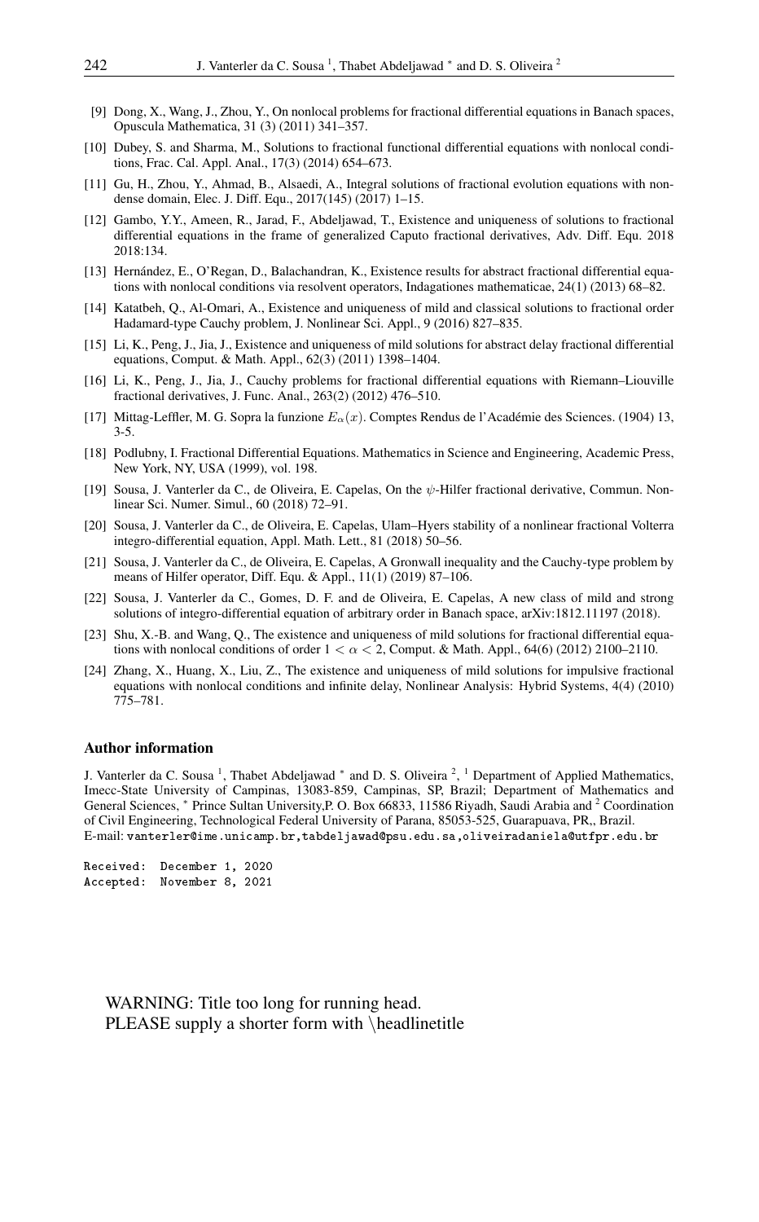[9] Dong, X., Wang, J., Zhou, Y., On nonlocal problems for fractional differential equations in Banach spaces, Opuscula Mathematica, 31 (3) (2011) 341–357.

[10] Dubey, S. and Sharma, M., Solutions to fractional functional differential equations with nonlocal conditions, Frac. Cal. Appl. Anal., 17(3) (2014) 654–673.

[11] Gu, H., Zhou, Y., Ahmad, B., Alsaedi, A., Integral solutions of fractional evolution equations with nondense domain, Elec. J. Diff. Equ., 2017(145) (2017) 1–15.

[12] Gambo, Y.Y., Ameen, R., Jarad, F., Abdeljawad, T., Existence and uniqueness of solutions to fractional differential equations in the frame of generalized Caputo fractional derivatives, Adv. Diff. Equ. 2018 2018:134.

[13] Hernández, E., O'Regan, D., Balachandran, K., Existence results for abstract fractional differential equations with nonlocal conditions via resolvent operators, Indagationes mathematicae, 24(1) (2013) 68–82.

[14] Katatbeh, Q., Al-Omari, A., Existence and uniqueness of mild and classical solutions to fractional order Hadamard-type Cauchy problem, J. Nonlinear Sci. Appl., 9 (2016) 827–835.

[15] Li, K., Peng, J., Jia, J., Existence and uniqueness of mild solutions for abstract delay fractional differential equations, Comput. & Math. Appl., 62(3) (2011) 1398–1404.

[16] Li, K., Peng, J., Jia, J., Cauchy problems for fractional differential equations with Riemann–Liouville fractional derivatives, J. Func. Anal., 263(2) (2012) 476–510.

[17] Mittag-Leffler, M. G. Sopra la funzione $E_\alpha(x)$. Comptes Rendus de l'Académie des Sciences. (1904) 13, 3-5.

[18] Podlubny, I. Fractional Differential Equations. Mathematics in Science and Engineering, Academic Press, New York, NY, USA (1999), vol. 198.

[19] Sousa, J. Vanterler da C., de Oliveira, E. Capelas, On the $\psi$-Hilfer fractional derivative, Commun. Nonlinear Sci. Numer. Simul., 60 (2018) 72–91.

[20] Sousa, J. Vanterler da C., de Oliveira, E. Capelas, Ulam–Hyers stability of a nonlinear fractional Volterra integro-differential equation, Appl. Math. Lett., 81 (2018) 50–56.

[21] Sousa, J. Vanterler da C., de Oliveira, E. Capelas, A Gronwall inequality and the Cauchy-type problem by means of Hilfer operator, Diff. Equ. & Appl., 11(1) (2019) 87–106.

[22] Sousa, J. Vanterler da C., Gomes, D. F. and de Oliveira, E. Capelas, A new class of mild and strong solutions of integro-differential equation of arbitrary order in Banach space, arXiv:1812.11197 (2018).

[23] Shu, X.-B. and Wang, Q., The existence and uniqueness of mild solutions for fractional differential equations with nonlocal conditions of order $1 < \alpha < 2$, Comput. & Math. Appl., 64(6) (2012) 2100–2110.

[24] Zhang, X., Huang, X., Liu, Z., The existence and uniqueness of mild solutions for impulsive fractional equations with nonlocal conditions and infinite delay, Nonlinear Analysis: Hybrid Systems, 4(4) (2010) 775–781.

## Author information

J. Vanterler da C. Sousa [1], Thabet Abdeljawad [*] and D. S. Oliveira [2], [1] Department of Applied Mathematics, Imecc-State University of Campinas, 13083-859, Campinas, SP, Brazil; Department of Mathematics and General Sciences, [*] Prince Sultan University,P. O. Box 66833, 11586 Riyadh, Saudi Arabia and [2] Coordination of Civil Engineering, Technological Federal University of Parana, 85053-525, Guarapuava, PR,, Brazil.
E-mail: vanterler@ime.unicamp.br,tabdeljawad@psu.edu.sa,oliveiradaniela@utfpr.edu.br

Received: December 1, 2020
Accepted: November 8, 2021

WARNING: Title too long for running head.
PLEASE supply a shorter form with \headlinetitle